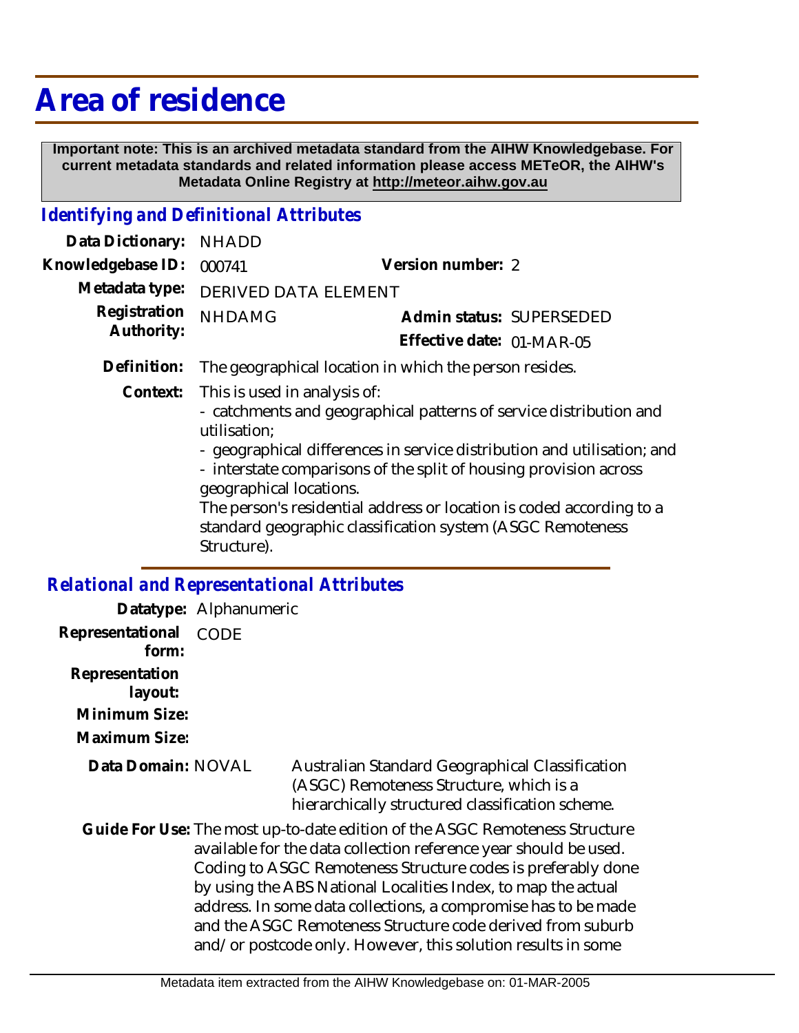# Area of residence

**Important note: This is an archived metadata standard from the AIHW Knowledgebase. For current metadata standards and related information please access METeOR, the AIHW's Metadata Online Registry at http://meteor.aihw.gov.au**

## *Identifying and Definitional Attributes*

**Data Dictionary:** NHADD

**Knowledgebase ID:** 000741 **Version number:** 2

**Metadata type:** DERIVED DATA ELEMENT

**Registration Authority:** NHDAMG **Admin status:** SUPERSEDED

**Effective date:** 01-MAR-05

**Definition:** The geographical location in which the person resides.

**Context:** This is used in analysis of:
- catchments and geographical patterns of service distribution and utilisation;
- geographical differences in service distribution and utilisation; and
- interstate comparisons of the split of housing provision across geographical locations.

The person's residential address or location is coded according to a standard geographic classification system (ASGC Remoteness Structure).

## *Relational and Representational Attributes*

**Datatype:** Alphanumeric

**Representational form:** CODE

**Representation layout:**

**Minimum Size:**

**Maximum Size:**

**Data Domain:** NOVAL Australian Standard Geographical Classification (ASGC) Remoteness Structure, which is a hierarchically structured classification scheme.

**Guide For Use:** The most up-to-date edition of the ASGC Remoteness Structure available for the data collection reference year should be used. Coding to ASGC Remoteness Structure codes is preferably done by using the ABS National Localities Index, to map the actual address. In some data collections, a compromise has to be made and the ASGC Remoteness Structure code derived from suburb and/or postcode only. However, this solution results in some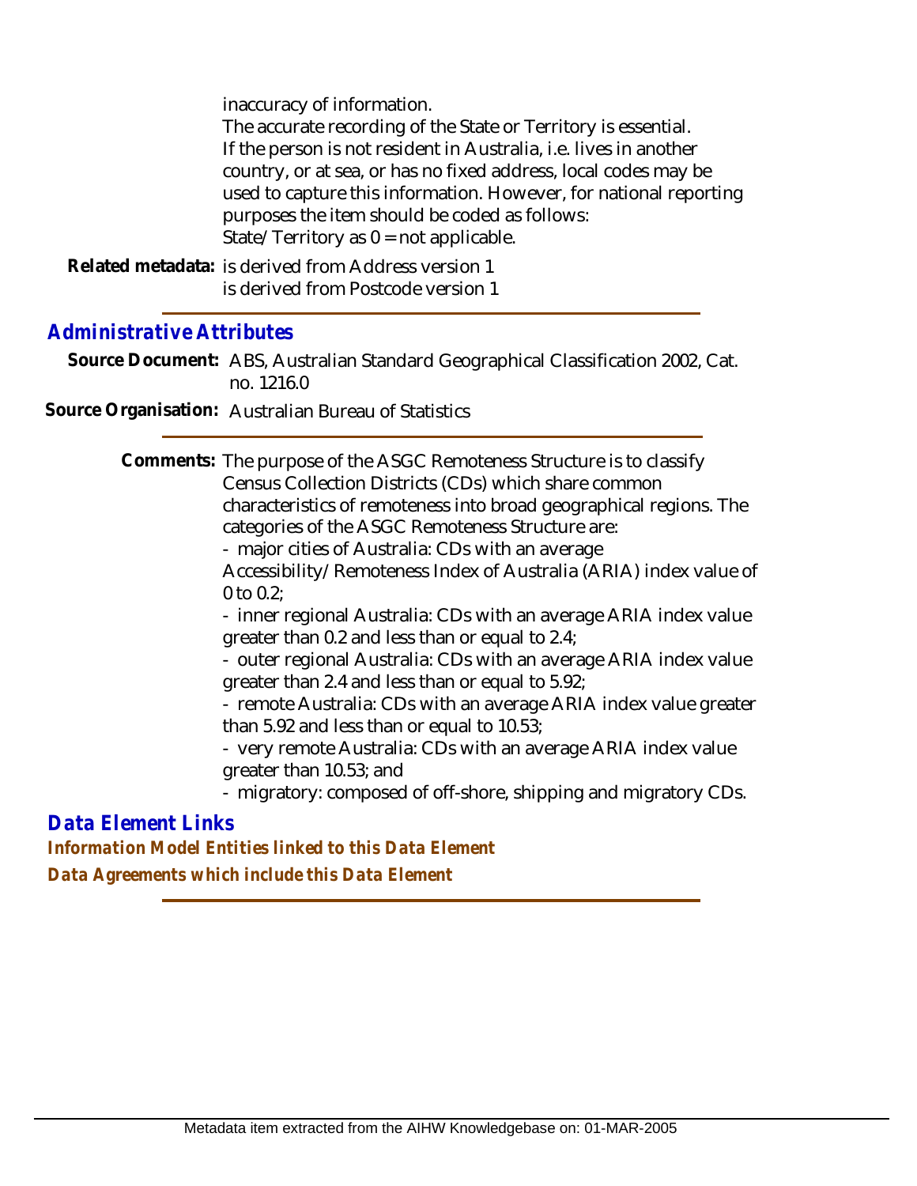inaccuracy of information.
The accurate recording of the State or Territory is essential. If the person is not resident in Australia, i.e. lives in another country, or at sea, or has no fixed address, local codes may be used to capture this information. However, for national reporting purposes the item should be coded as follows:
State/Territory as 0 = not applicable.

**Related metadata:** is derived from Address version 1
is derived from Postcode version 1

## Administrative Attributes

**Source Document:** ABS, Australian Standard Geographical Classification 2002, Cat. no. 1216.0

**Source Organisation:** Australian Bureau of Statistics

**Comments:** The purpose of the ASGC Remoteness Structure is to classify Census Collection Districts (CDs) which share common characteristics of remoteness into broad geographical regions. The categories of the ASGC Remoteness Structure are:

- major cities of Australia: CDs with an average Accessibility/Remoteness Index of Australia (ARIA) index value of 0 to 0.2;
- inner regional Australia: CDs with an average ARIA index value greater than 0.2 and less than or equal to 2.4;
- outer regional Australia: CDs with an average ARIA index value greater than 2.4 and less than or equal to 5.92;
- remote Australia: CDs with an average ARIA index value greater than 5.92 and less than or equal to 10.53;
- very remote Australia: CDs with an average ARIA index value greater than 10.53; and
- migratory: composed of off-shore, shipping and migratory CDs.

## Data Element Links

### Information Model Entities linked to this Data Element

### Data Agreements which include this Data Element

Metadata item extracted from the AIHW Knowledgebase on: 01-MAR-2005